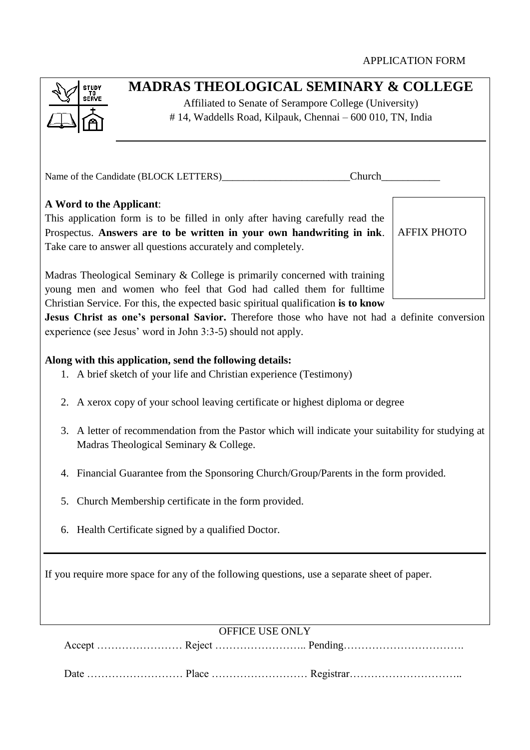APPLICATION FORM

# MADRAS THEOLOGICAL SEMINARY & COLLEGE

Affiliated to Senate of Serampore College (University)
# 14, Waddells Road, Kilpauk, Chennai – 600 010, TN, India

Name of the Candidate (BLOCK LETTERS)_________________________Church___________

AFFIX PHOTO

**A Word to the Applicant**:
This application form is to be filled in only after having carefully read the Prospectus. **Answers are to be written in your own handwriting in ink**. Take care to answer all questions accurately and completely.

Madras Theological Seminary & College is primarily concerned with training young men and women who feel that God had called them for fulltime Christian Service. For this, the expected basic spiritual qualification **is to know Jesus Christ as one's personal Savior.** Therefore those who have not had a definite conversion experience (see Jesus' word in John 3:3-5) should not apply.

**Along with this application, send the following details:**

1. A brief sketch of your life and Christian experience (Testimony)
2. A xerox copy of your school leaving certificate or highest diploma or degree
3. A letter of recommendation from the Pastor which will indicate your suitability for studying at Madras Theological Seminary & College.
4. Financial Guarantee from the Sponsoring Church/Group/Parents in the form provided.
5. Church Membership certificate in the form provided.
6. Health Certificate signed by a qualified Doctor.

If you require more space for any of the following questions, use a separate sheet of paper.

OFFICE USE ONLY

Accept …………………… Reject …………………….. Pending…………………………….

Date ……………………… Place ……………………… Registrar…………………………..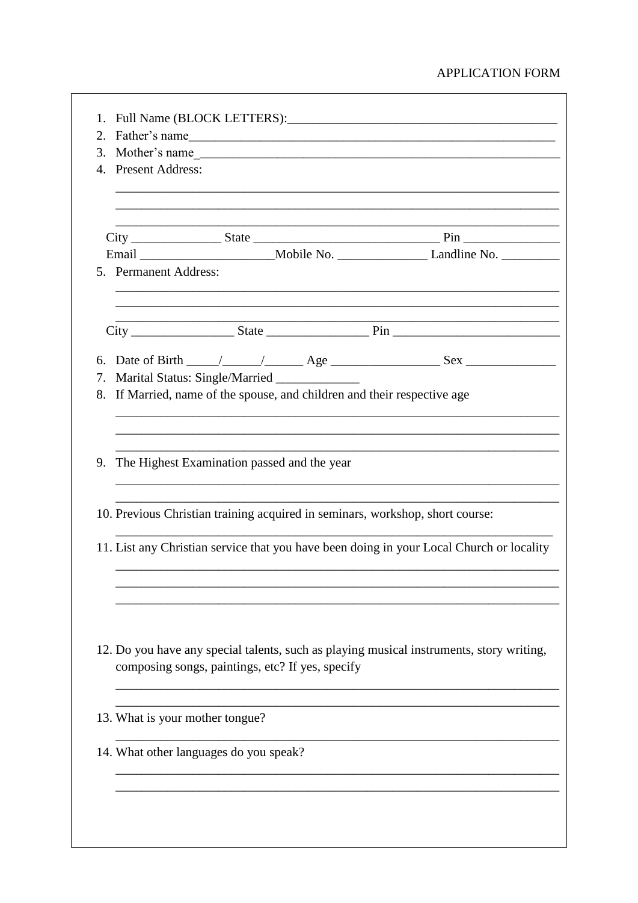APPLICATION FORM

1. Full Name (BLOCK LETTERS):_________________________________________
2. Father's name_____________________________________________________
3. Mother's name_____________________________________________________
4. Present Address:
   ______________________________________________________________________
   ______________________________________________________________________
   ______________________________________________________________________

   City ______________ State ____________________________ Pin _______________

   Email ____________________Mobile No. ______________ Landline No. _________
5. Permanent Address:
   ______________________________________________________________________
   ______________________________________________________________________
   ______________________________________________________________________

   City ________________ State ________________ Pin __________________________
6. Date of Birth _____/______/______ Age _________________ Sex ______________
7. Marital Status: Single/Married _____________
8. If Married, name of the spouse, and children and their respective age
   ______________________________________________________________________
   ______________________________________________________________________
   ______________________________________________________________________
9. The Highest Examination passed and the year
   ______________________________________________________________________
   ______________________________________________________________________
10. Previous Christian training acquired in seminars, workshop, short course:
    ______________________________________________________________________
11. List any Christian service that you have been doing in your Local Church or locality
    ______________________________________________________________________
    ______________________________________________________________________
    ______________________________________________________________________
12. Do you have any special talents, such as playing musical instruments, story writing, composing songs, paintings, etc? If yes, specify
    ______________________________________________________________________
    ______________________________________________________________________
13. What is your mother tongue?
    ______________________________________________________________________
14. What other languages do you speak?
    ______________________________________________________________________
    ______________________________________________________________________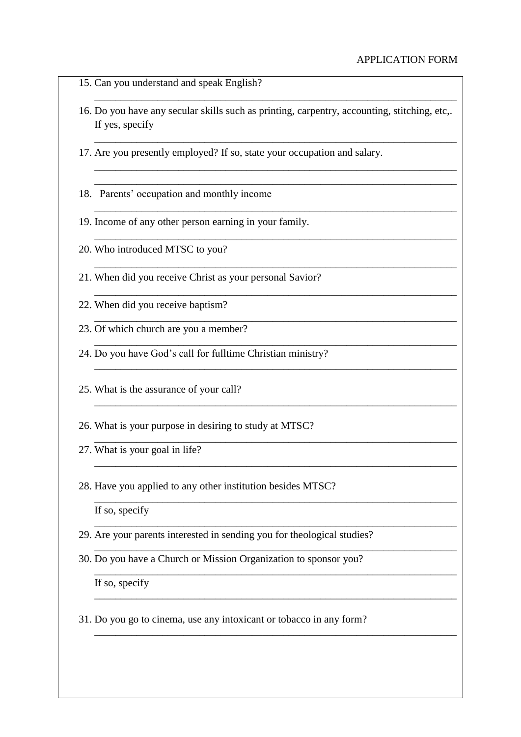APPLICATION FORM

15. Can you understand and speak English?

    ______________________________________________________________________

16. Do you have any secular skills such as printing, carpentry, accounting, stitching, etc,. If yes, specify

    ______________________________________________________________________

17. Are you presently employed? If so, state your occupation and salary.

    ______________________________________________________________________

    ______________________________________________________________________

18. Parents' occupation and monthly income

    ______________________________________________________________________

19. Income of any other person earning in your family.

    ______________________________________________________________________

20. Who introduced MTSC to you?

    ______________________________________________________________________

21. When did you receive Christ as your personal Savior?

    ______________________________________________________________________

22. When did you receive baptism?

    ______________________________________________________________________

23. Of which church are you a member?

    ______________________________________________________________________

24. Do you have God's call for fulltime Christian ministry?

    ______________________________________________________________________

25. What is the assurance of your call?

    ______________________________________________________________________

26. What is your purpose in desiring to study at MTSC?

    ______________________________________________________________________

27. What is your goal in life?

    ______________________________________________________________________

28. Have you applied to any other institution besides MTSC?

    ______________________________________________________________________

    If so, specify

    ______________________________________________________________________

29. Are your parents interested in sending you for theological studies?

    ______________________________________________________________________

30. Do you have a Church or Mission Organization to sponsor you?

    ______________________________________________________________________

    If so, specify

    ______________________________________________________________________

31. Do you go to cinema, use any intoxicant or tobacco in any form?

    ______________________________________________________________________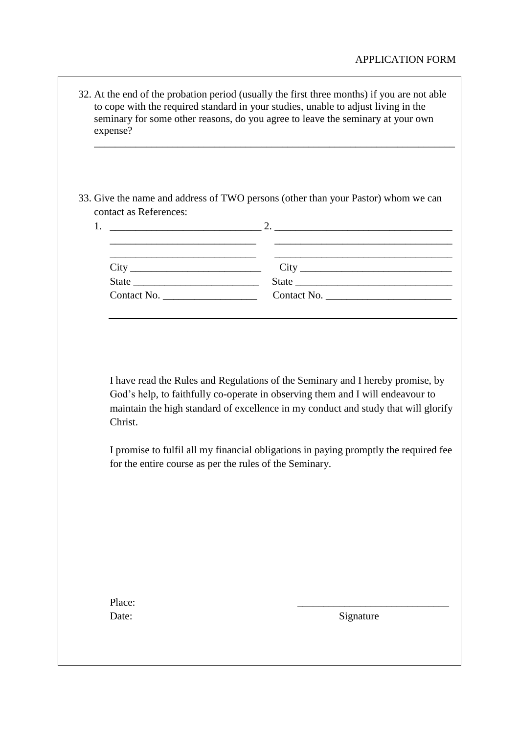32. At the end of the probation period (usually the first three months) if you are not able to cope with the required standard in your studies, unable to adjust living in the seminary for some other reasons, do you agree to leave the seminary at your own expense?

    ______________________________________________________________________

33. Give the name and address of TWO persons (other than your Pastor) whom we can contact as References:

| | |
|---|---|
| 1. ____________________________ | 2. ________________________________ |
| ____________________________ | ________________________________ |
| ____________________________ | ________________________________ |
| City _________________________ | City ____________________________ |
| State ________________________ | State ____________________________ |
| Contact No. __________________ | Contact No. _______________________ |

I have read the Rules and Regulations of the Seminary and I hereby promise, by God's help, to faithfully co-operate in observing them and I will endeavour to maintain the high standard of excellence in my conduct and study that will glorify Christ.

I promise to fulfil all my financial obligations in paying promptly the required fee for the entire course as per the rules of the Seminary.

Place: 

Date: 

____________________________

Signature